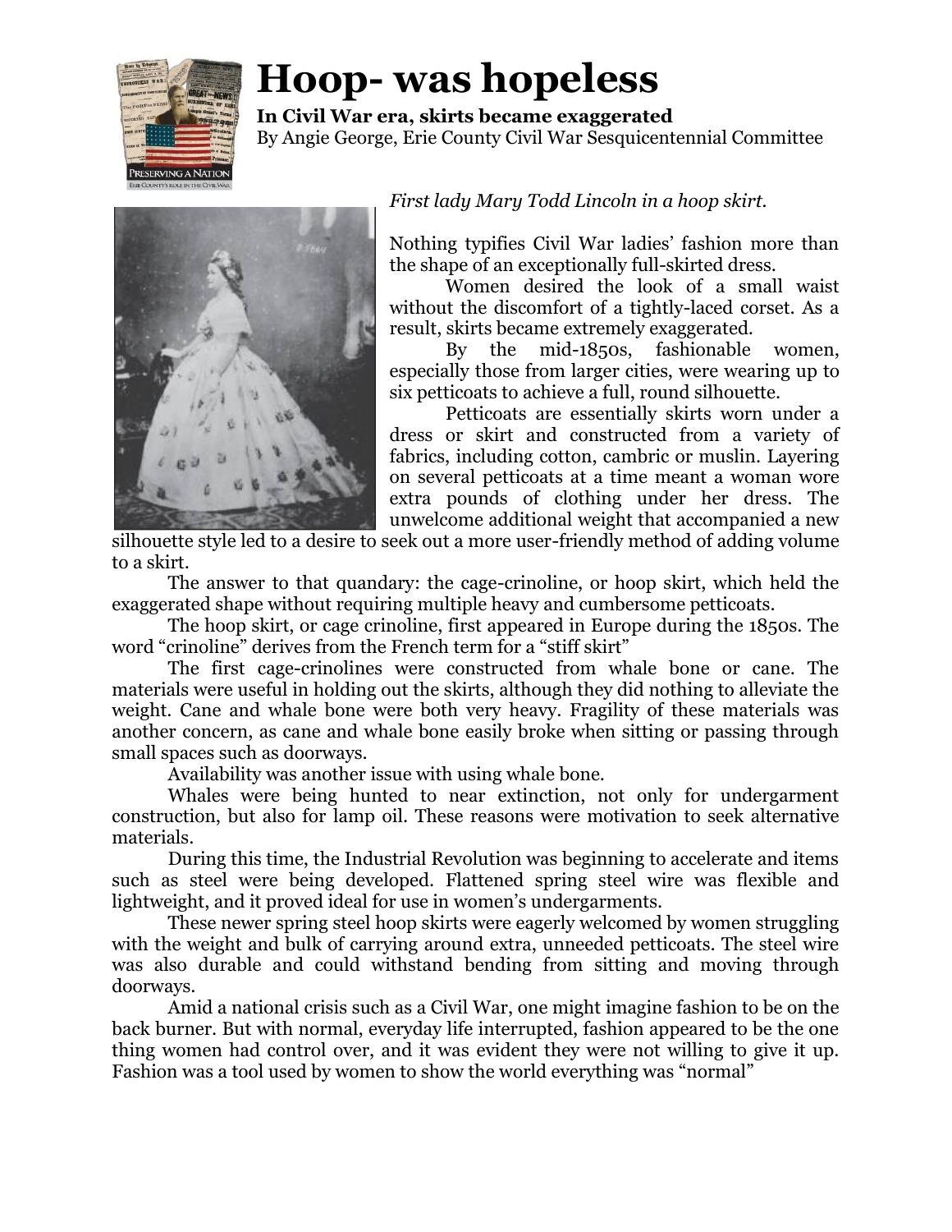# Hoop- was hopeless

**In Civil War era, skirts became exaggerated**

By Angie George, Erie County Civil War Sesquicentennial Committee

*First lady Mary Todd Lincoln in a hoop skirt.*

Nothing typifies Civil War ladies' fashion more than the shape of an exceptionally full-skirted dress.

Women desired the look of a small waist without the discomfort of a tightly-laced corset. As a result, skirts became extremely exaggerated.

By the mid-1850s, fashionable women, especially those from larger cities, were wearing up to six petticoats to achieve a full, round silhouette.

Petticoats are essentially skirts worn under a dress or skirt and constructed from a variety of fabrics, including cotton, cambric or muslin. Layering on several petticoats at a time meant a woman wore extra pounds of clothing under her dress. The unwelcome additional weight that accompanied a new silhouette style led to a desire to seek out a more user-friendly method of adding volume to a skirt.

The answer to that quandary: the cage-crinoline, or hoop skirt, which held the exaggerated shape without requiring multiple heavy and cumbersome petticoats.

The hoop skirt, or cage crinoline, first appeared in Europe during the 1850s. The word "crinoline" derives from the French term for a "stiff skirt"

The first cage-crinolines were constructed from whale bone or cane. The materials were useful in holding out the skirts, although they did nothing to alleviate the weight. Cane and whale bone were both very heavy. Fragility of these materials was another concern, as cane and whale bone easily broke when sitting or passing through small spaces such as doorways.

Availability was another issue with using whale bone.

Whales were being hunted to near extinction, not only for undergarment construction, but also for lamp oil. These reasons were motivation to seek alternative materials.

During this time, the Industrial Revolution was beginning to accelerate and items such as steel were being developed. Flattened spring steel wire was flexible and lightweight, and it proved ideal for use in women's undergarments.

These newer spring steel hoop skirts were eagerly welcomed by women struggling with the weight and bulk of carrying around extra, unneeded petticoats. The steel wire was also durable and could withstand bending from sitting and moving through doorways.

Amid a national crisis such as a Civil War, one might imagine fashion to be on the back burner. But with normal, everyday life interrupted, fashion appeared to be the one thing women had control over, and it was evident they were not willing to give it up. Fashion was a tool used by women to show the world everything was "normal"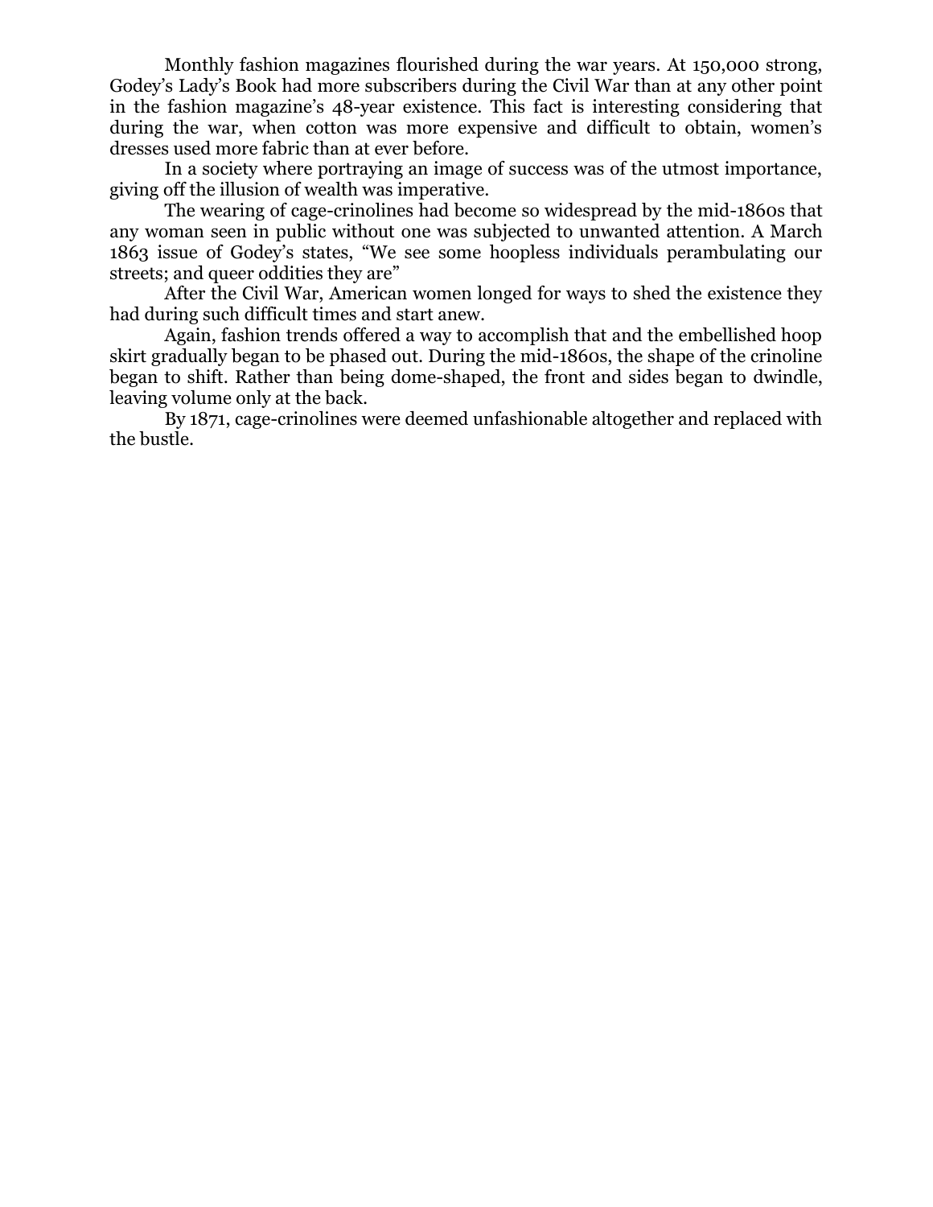Monthly fashion magazines flourished during the war years. At 150,000 strong, Godey's Lady's Book had more subscribers during the Civil War than at any other point in the fashion magazine's 48-year existence. This fact is interesting considering that during the war, when cotton was more expensive and difficult to obtain, women's dresses used more fabric than at ever before.

In a society where portraying an image of success was of the utmost importance, giving off the illusion of wealth was imperative.

The wearing of cage-crinolines had become so widespread by the mid-1860s that any woman seen in public without one was subjected to unwanted attention. A March 1863 issue of Godey's states, "We see some hoopless individuals perambulating our streets; and queer oddities they are"

After the Civil War, American women longed for ways to shed the existence they had during such difficult times and start anew.

Again, fashion trends offered a way to accomplish that and the embellished hoop skirt gradually began to be phased out. During the mid-1860s, the shape of the crinoline began to shift. Rather than being dome-shaped, the front and sides began to dwindle, leaving volume only at the back.

By 1871, cage-crinolines were deemed unfashionable altogether and replaced with the bustle.